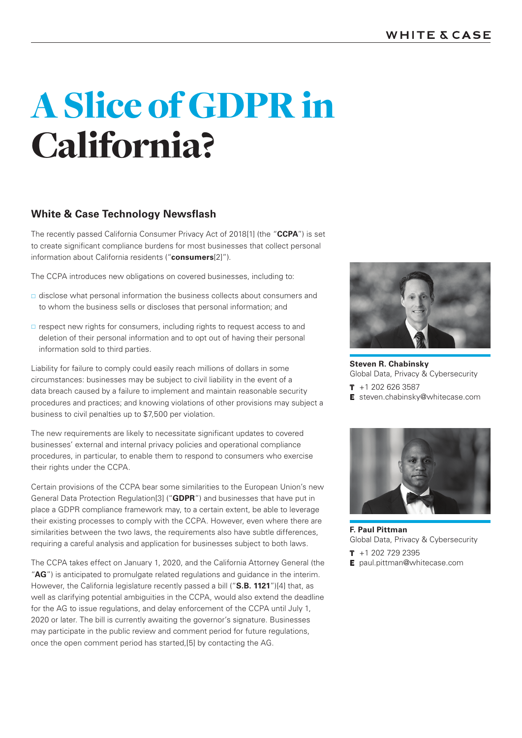# A Slice of GDPR in California?

## White & Case Technology Newsflash

The recently passed California Consumer Privacy Act of 2018[1] (the "**CCPA**") is set to create significant compliance burdens for most businesses that collect personal information about California residents ("**consumers**[2]").

The CCPA introduces new obligations on covered businesses, including to:

- disclose what personal information the business collects about consumers and to whom the business sells or discloses that personal information; and
- respect new rights for consumers, including rights to request access to and deletion of their personal information and to opt out of having their personal information sold to third parties.

Liability for failure to comply could easily reach millions of dollars in some circumstances: businesses may be subject to civil liability in the event of a data breach caused by a failure to implement and maintain reasonable security procedures and practices; and knowing violations of other provisions may subject a business to civil penalties up to $7,500 per violation.

The new requirements are likely to necessitate significant updates to covered businesses' external and internal privacy policies and operational compliance procedures, in particular, to enable them to respond to consumers who exercise their rights under the CCPA.

Certain provisions of the CCPA bear some similarities to the European Union's new General Data Protection Regulation[3] ("**GDPR**") and businesses that have put in place a GDPR compliance framework may, to a certain extent, be able to leverage their existing processes to comply with the CCPA. However, even where there are similarities between the two laws, the requirements also have subtle differences, requiring a careful analysis and application for businesses subject to both laws.

The CCPA takes effect on January 1, 2020, and the California Attorney General (the "**AG**") is anticipated to promulgate related regulations and guidance in the interim. However, the California legislature recently passed a bill ("**S.B. 1121**")[4] that, as well as clarifying potential ambiguities in the CCPA, would also extend the deadline for the AG to issue regulations, and delay enforcement of the CCPA until July 1, 2020 or later. The bill is currently awaiting the governor's signature. Businesses may participate in the public review and comment period for future regulations, once the open comment period has started,[5] by contacting the AG.

**Steven R. Chabinsky**
Global Data, Privacy & Cybersecurity
**T** +1 202 626 3587
**E** steven.chabinsky@whitecase.com

**F. Paul Pittman**
Global Data, Privacy & Cybersecurity
**T** +1 202 729 2395
**E** paul.pittman@whitecase.com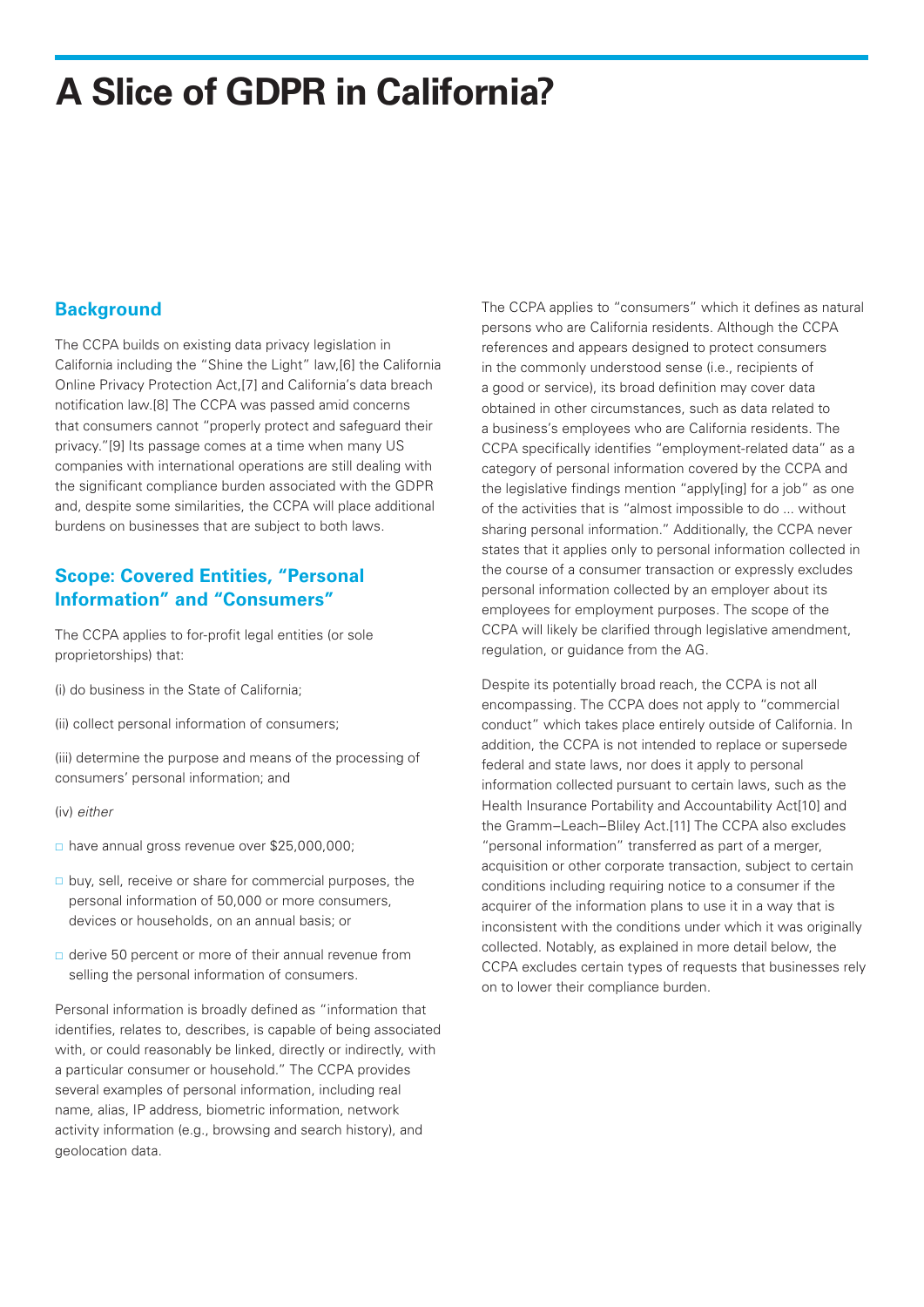# A Slice of GDPR in California?

## Background

The CCPA builds on existing data privacy legislation in California including the "Shine the Light" law,[6] the California Online Privacy Protection Act,[7] and California's data breach notification law.[8] The CCPA was passed amid concerns that consumers cannot "properly protect and safeguard their privacy."[9] Its passage comes at a time when many US companies with international operations are still dealing with the significant compliance burden associated with the GDPR and, despite some similarities, the CCPA will place additional burdens on businesses that are subject to both laws.

## Scope: Covered Entities, "Personal Information" and "Consumers"

The CCPA applies to for-profit legal entities (or sole proprietorships) that:

(i) do business in the State of California;

(ii) collect personal information of consumers;

(iii) determine the purpose and means of the processing of consumers' personal information; and

(iv) *either*

- have annual gross revenue over $25,000,000;
- buy, sell, receive or share for commercial purposes, the personal information of 50,000 or more consumers, devices or households, on an annual basis; or
- derive 50 percent or more of their annual revenue from selling the personal information of consumers.

Personal information is broadly defined as "information that identifies, relates to, describes, is capable of being associated with, or could reasonably be linked, directly or indirectly, with a particular consumer or household." The CCPA provides several examples of personal information, including real name, alias, IP address, biometric information, network activity information (e.g., browsing and search history), and geolocation data.

The CCPA applies to "consumers" which it defines as natural persons who are California residents. Although the CCPA references and appears designed to protect consumers in the commonly understood sense (i.e., recipients of a good or service), its broad definition may cover data obtained in other circumstances, such as data related to a business's employees who are California residents. The CCPA specifically identifies "employment-related data" as a category of personal information covered by the CCPA and the legislative findings mention "apply[ing] for a job" as one of the activities that is "almost impossible to do ... without sharing personal information." Additionally, the CCPA never states that it applies only to personal information collected in the course of a consumer transaction or expressly excludes personal information collected by an employer about its employees for employment purposes. The scope of the CCPA will likely be clarified through legislative amendment, regulation, or guidance from the AG.

Despite its potentially broad reach, the CCPA is not all encompassing. The CCPA does not apply to "commercial conduct" which takes place entirely outside of California. In addition, the CCPA is not intended to replace or supersede federal and state laws, nor does it apply to personal information collected pursuant to certain laws, such as the Health Insurance Portability and Accountability Act[10] and the Gramm–Leach–Bliley Act.[11] The CCPA also excludes "personal information" transferred as part of a merger, acquisition or other corporate transaction, subject to certain conditions including requiring notice to a consumer if the acquirer of the information plans to use it in a way that is inconsistent with the conditions under which it was originally collected. Notably, as explained in more detail below, the CCPA excludes certain types of requests that businesses rely on to lower their compliance burden.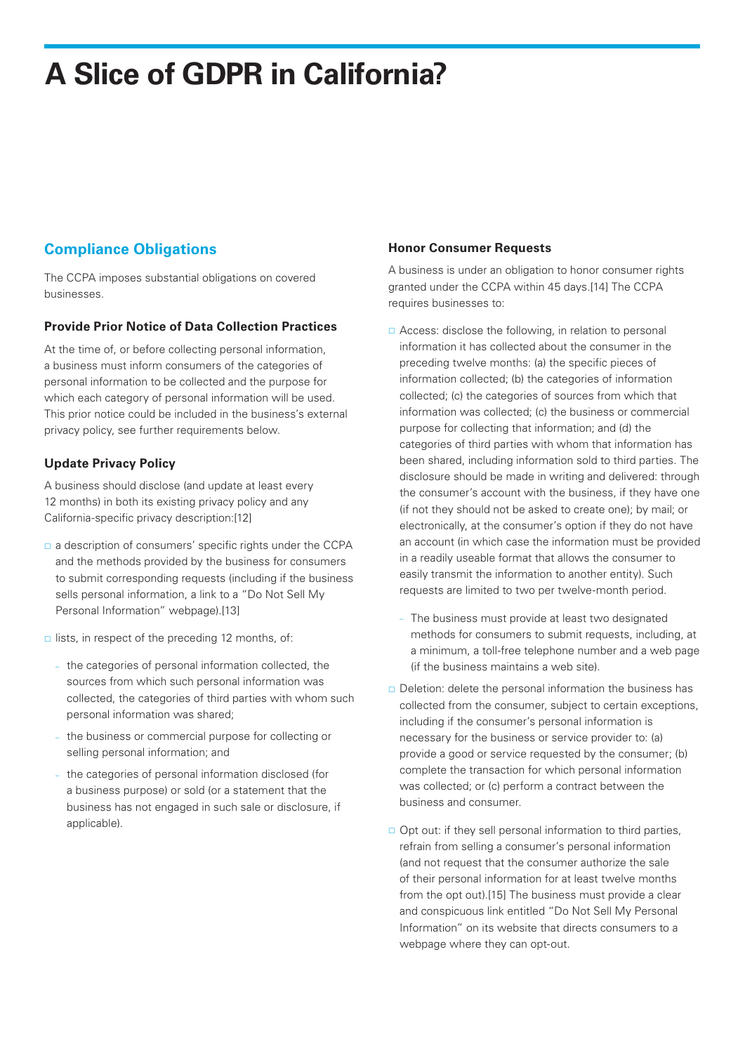# A Slice of GDPR in California?

## Compliance Obligations

The CCPA imposes substantial obligations on covered businesses.

### Provide Prior Notice of Data Collection Practices

At the time of, or before collecting personal information, a business must inform consumers of the categories of personal information to be collected and the purpose for which each category of personal information will be used. This prior notice could be included in the business's external privacy policy, see further requirements below.

### Update Privacy Policy

A business should disclose (and update at least every 12 months) in both its existing privacy policy and any California-specific privacy description:[12]

- a description of consumers' specific rights under the CCPA and the methods provided by the business for consumers to submit corresponding requests (including if the business sells personal information, a link to a "Do Not Sell My Personal Information" webpage).[13]
- lists, in respect of the preceding 12 months, of:
  - the categories of personal information collected, the sources from which such personal information was collected, the categories of third parties with whom such personal information was shared;
  - the business or commercial purpose for collecting or selling personal information; and
  - the categories of personal information disclosed (for a business purpose) or sold (or a statement that the business has not engaged in such sale or disclosure, if applicable).

### Honor Consumer Requests

A business is under an obligation to honor consumer rights granted under the CCPA within 45 days.[14] The CCPA requires businesses to:

- Access: disclose the following, in relation to personal information it has collected about the consumer in the preceding twelve months: (a) the specific pieces of information collected; (b) the categories of information collected; (c) the categories of sources from which that information was collected; (c) the business or commercial purpose for collecting that information; and (d) the categories of third parties with whom that information has been shared, including information sold to third parties. The disclosure should be made in writing and delivered: through the consumer's account with the business, if they have one (if not they should not be asked to create one); by mail; or electronically, at the consumer's option if they do not have an account (in which case the information must be provided in a readily useable format that allows the consumer to easily transmit the information to another entity). Such requests are limited to two per twelve-month period.
  - The business must provide at least two designated methods for consumers to submit requests, including, at a minimum, a toll-free telephone number and a web page (if the business maintains a web site).
- Deletion: delete the personal information the business has collected from the consumer, subject to certain exceptions, including if the consumer's personal information is necessary for the business or service provider to: (a) provide a good or service requested by the consumer; (b) complete the transaction for which personal information was collected; or (c) perform a contract between the business and consumer.
- Opt out: if they sell personal information to third parties, refrain from selling a consumer's personal information (and not request that the consumer authorize the sale of their personal information for at least twelve months from the opt out).[15] The business must provide a clear and conspicuous link entitled "Do Not Sell My Personal Information" on its website that directs consumers to a webpage where they can opt-out.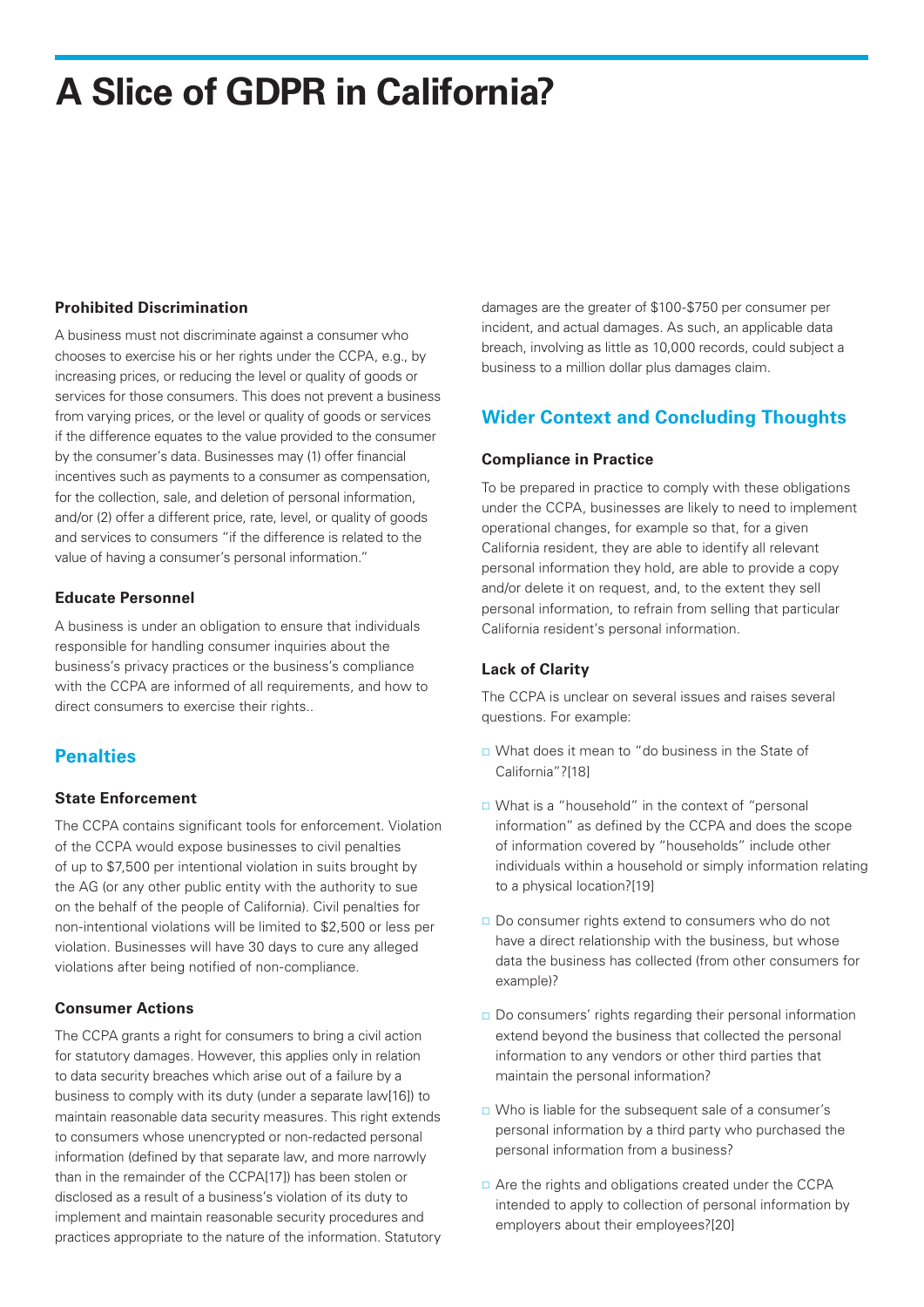# A Slice of GDPR in California?

### Prohibited Discrimination

A business must not discriminate against a consumer who chooses to exercise his or her rights under the CCPA, e.g., by increasing prices, or reducing the level or quality of goods or services for those consumers. This does not prevent a business from varying prices, or the level or quality of goods or services if the difference equates to the value provided to the consumer by the consumer's data. Businesses may (1) offer financial incentives such as payments to a consumer as compensation, for the collection, sale, and deletion of personal information, and/or (2) offer a different price, rate, level, or quality of goods and services to consumers "if the difference is related to the value of having a consumer's personal information."

### Educate Personnel

A business is under an obligation to ensure that individuals responsible for handling consumer inquiries about the business's privacy practices or the business's compliance with the CCPA are informed of all requirements, and how to direct consumers to exercise their rights..

## Penalties

### State Enforcement

The CCPA contains significant tools for enforcement. Violation of the CCPA would expose businesses to civil penalties of up to $7,500 per intentional violation in suits brought by the AG (or any other public entity with the authority to sue on the behalf of the people of California). Civil penalties for non-intentional violations will be limited to $2,500 or less per violation. Businesses will have 30 days to cure any alleged violations after being notified of non-compliance.

### Consumer Actions

The CCPA grants a right for consumers to bring a civil action for statutory damages. However, this applies only in relation to data security breaches which arise out of a failure by a business to comply with its duty (under a separate law[16]) to maintain reasonable data security measures. This right extends to consumers whose unencrypted or non-redacted personal information (defined by that separate law, and more narrowly than in the remainder of the CCPA[17]) has been stolen or disclosed as a result of a business's violation of its duty to implement and maintain reasonable security procedures and practices appropriate to the nature of the information. Statutory damages are the greater of $100-$750 per consumer per incident, and actual damages. As such, an applicable data breach, involving as little as 10,000 records, could subject a business to a million dollar plus damages claim.

## Wider Context and Concluding Thoughts

### Compliance in Practice

To be prepared in practice to comply with these obligations under the CCPA, businesses are likely to need to implement operational changes, for example so that, for a given California resident, they are able to identify all relevant personal information they hold, are able to provide a copy and/or delete it on request, and, to the extent they sell personal information, to refrain from selling that particular California resident's personal information.

### Lack of Clarity

The CCPA is unclear on several issues and raises several questions. For example:

- What does it mean to "do business in the State of California"?[18]
- What is a "household" in the context of "personal information" as defined by the CCPA and does the scope of information covered by "households" include other individuals within a household or simply information relating to a physical location?[19]
- Do consumer rights extend to consumers who do not have a direct relationship with the business, but whose data the business has collected (from other consumers for example)?
- Do consumers' rights regarding their personal information extend beyond the business that collected the personal information to any vendors or other third parties that maintain the personal information?
- Who is liable for the subsequent sale of a consumer's personal information by a third party who purchased the personal information from a business?
- Are the rights and obligations created under the CCPA intended to apply to collection of personal information by employers about their employees?[20]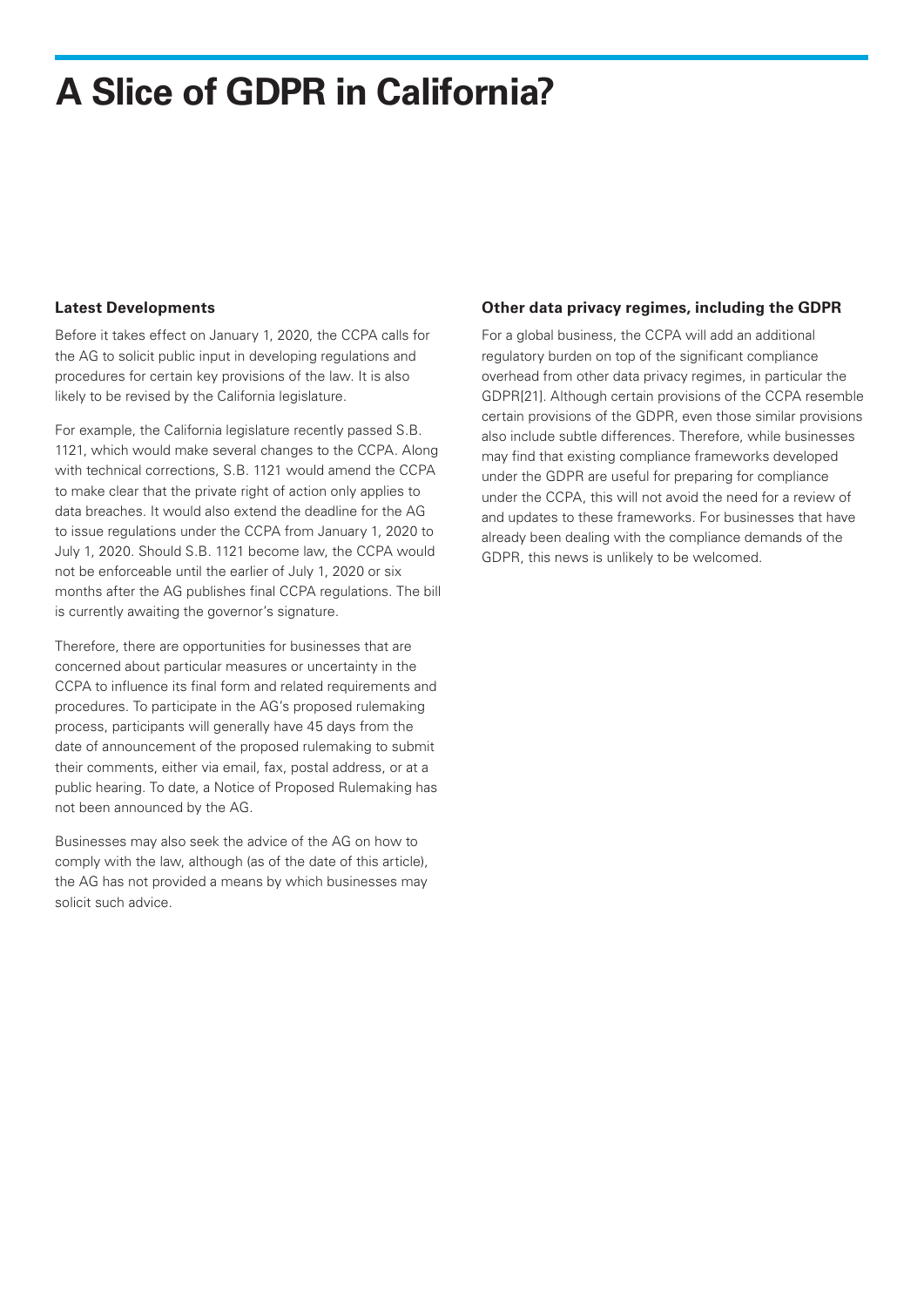# A Slice of GDPR in California?

### Latest Developments

Before it takes effect on January 1, 2020, the CCPA calls for the AG to solicit public input in developing regulations and procedures for certain key provisions of the law. It is also likely to be revised by the California legislature.

For example, the California legislature recently passed S.B. 1121, which would make several changes to the CCPA. Along with technical corrections, S.B. 1121 would amend the CCPA to make clear that the private right of action only applies to data breaches. It would also extend the deadline for the AG to issue regulations under the CCPA from January 1, 2020 to July 1, 2020. Should S.B. 1121 become law, the CCPA would not be enforceable until the earlier of July 1, 2020 or six months after the AG publishes final CCPA regulations. The bill is currently awaiting the governor's signature.

Therefore, there are opportunities for businesses that are concerned about particular measures or uncertainty in the CCPA to influence its final form and related requirements and procedures. To participate in the AG's proposed rulemaking process, participants will generally have 45 days from the date of announcement of the proposed rulemaking to submit their comments, either via email, fax, postal address, or at a public hearing. To date, a Notice of Proposed Rulemaking has not been announced by the AG.

Businesses may also seek the advice of the AG on how to comply with the law, although (as of the date of this article), the AG has not provided a means by which businesses may solicit such advice.

### Other data privacy regimes, including the GDPR

For a global business, the CCPA will add an additional regulatory burden on top of the significant compliance overhead from other data privacy regimes, in particular the GDPR[21]. Although certain provisions of the CCPA resemble certain provisions of the GDPR, even those similar provisions also include subtle differences. Therefore, while businesses may find that existing compliance frameworks developed under the GDPR are useful for preparing for compliance under the CCPA, this will not avoid the need for a review of and updates to these frameworks. For businesses that have already been dealing with the compliance demands of the GDPR, this news is unlikely to be welcomed.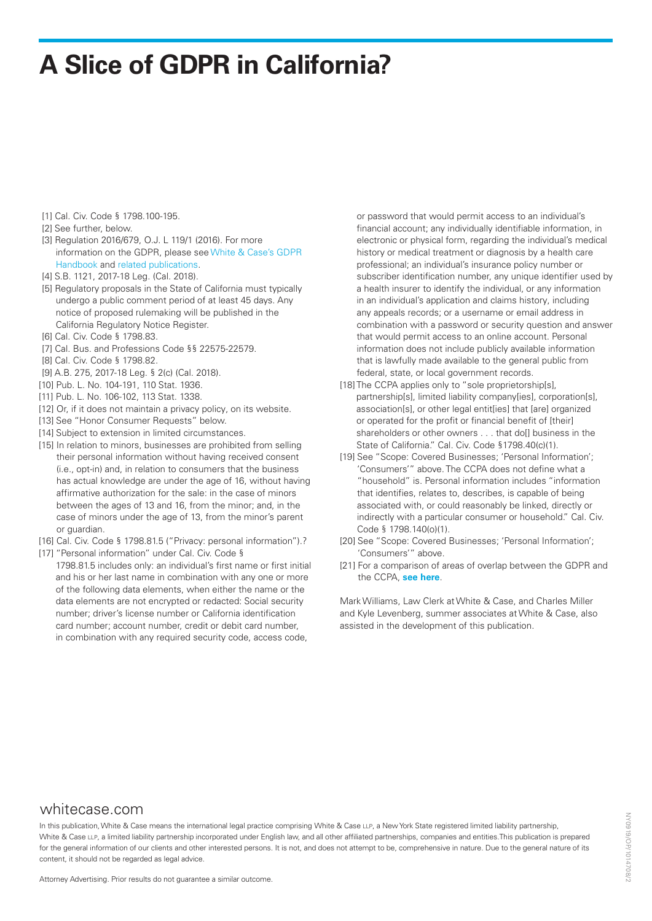# A Slice of GDPR in California?

[1] Cal. Civ. Code § 1798.100-195.

[2] See further, below.

[3] Regulation 2016/679, O.J. L 119/1 (2016). For more information on the GDPR, please see White & Case's GDPR Handbook and related publications.

[4] S.B. 1121, 2017-18 Leg. (Cal. 2018).

[5] Regulatory proposals in the State of California must typically undergo a public comment period of at least 45 days. Any notice of proposed rulemaking will be published in the California Regulatory Notice Register.

[6] Cal. Civ. Code § 1798.83.

[7] Cal. Bus. and Professions Code §§ 22575-22579.

[8] Cal. Civ. Code § 1798.82.

[9] A.B. 275, 2017-18 Leg. § 2(c) (Cal. 2018).

[10] Pub. L. No. 104-191, 110 Stat. 1936.

[11] Pub. L. No. 106-102, 113 Stat. 1338.

[12] Or, if it does not maintain a privacy policy, on its website.

[13] See "Honor Consumer Requests" below.

[14] Subject to extension in limited circumstances.

[15] In relation to minors, businesses are prohibited from selling their personal information without having received consent (i.e., opt-in) and, in relation to consumers that the business has actual knowledge are under the age of 16, without having affirmative authorization for the sale: in the case of minors between the ages of 13 and 16, from the minor; and, in the case of minors under the age of 13, from the minor's parent or guardian.

[16] Cal. Civ. Code § 1798.81.5 ("Privacy: personal information").?

[17] "Personal information" under Cal. Civ. Code § 1798.81.5 includes only: an individual's first name or first initial and his or her last name in combination with any one or more of the following data elements, when either the name or the data elements are not encrypted or redacted: Social security number; driver's license number or California identification card number; account number, credit or debit card number, in combination with any required security code, access code, or password that would permit access to an individual's financial account; any individually identifiable information, in electronic or physical form, regarding the individual's medical history or medical treatment or diagnosis by a health care professional; an individual's insurance policy number or subscriber identification number, any unique identifier used by a health insurer to identify the individual, or any information in an individual's application and claims history, including any appeals records; or a username or email address in combination with a password or security question and answer that would permit access to an online account. Personal information does not include publicly available information that is lawfully made available to the general public from federal, state, or local government records.

[18] The CCPA applies only to "sole proprietorship[s], partnership[s], limited liability company[ies], corporation[s], association[s], or other legal entit[ies] that [are] organized or operated for the profit or financial benefit of [their] shareholders or other owners . . . that do[] business in the State of California." Cal. Civ. Code §1798.40(c)(1).

[19] See "Scope: Covered Businesses; 'Personal Information'; 'Consumers'" above. The CCPA does not define what a "household" is. Personal information includes "information that identifies, relates to, describes, is capable of being associated with, or could reasonably be linked, directly or indirectly with a particular consumer or household." Cal. Civ. Code § 1798.140(o)(1).

[20] See "Scope: Covered Businesses; 'Personal Information'; 'Consumers'" above.

[21] For a comparison of areas of overlap between the GDPR and the CCPA, **see here**.

Mark Williams, Law Clerk at White & Case, and Charles Miller and Kyle Levenberg, summer associates at White & Case, also assisted in the development of this publication.

whitecase.com

In this publication, White & Case means the international legal practice comprising White & Case LLP, a New York State registered limited liability partnership, White & Case LLP, a limited liability partnership incorporated under English law, and all other affiliated partnerships, companies and entities. This publication is prepared for the general information of our clients and other interested persons. It is not, and does not attempt to be, comprehensive in nature. Due to the general nature of its content, it should not be regarded as legal advice.

Attorney Advertising. Prior results do not guarantee a similar outcome.

NY0919/OP/T/01470/8/2